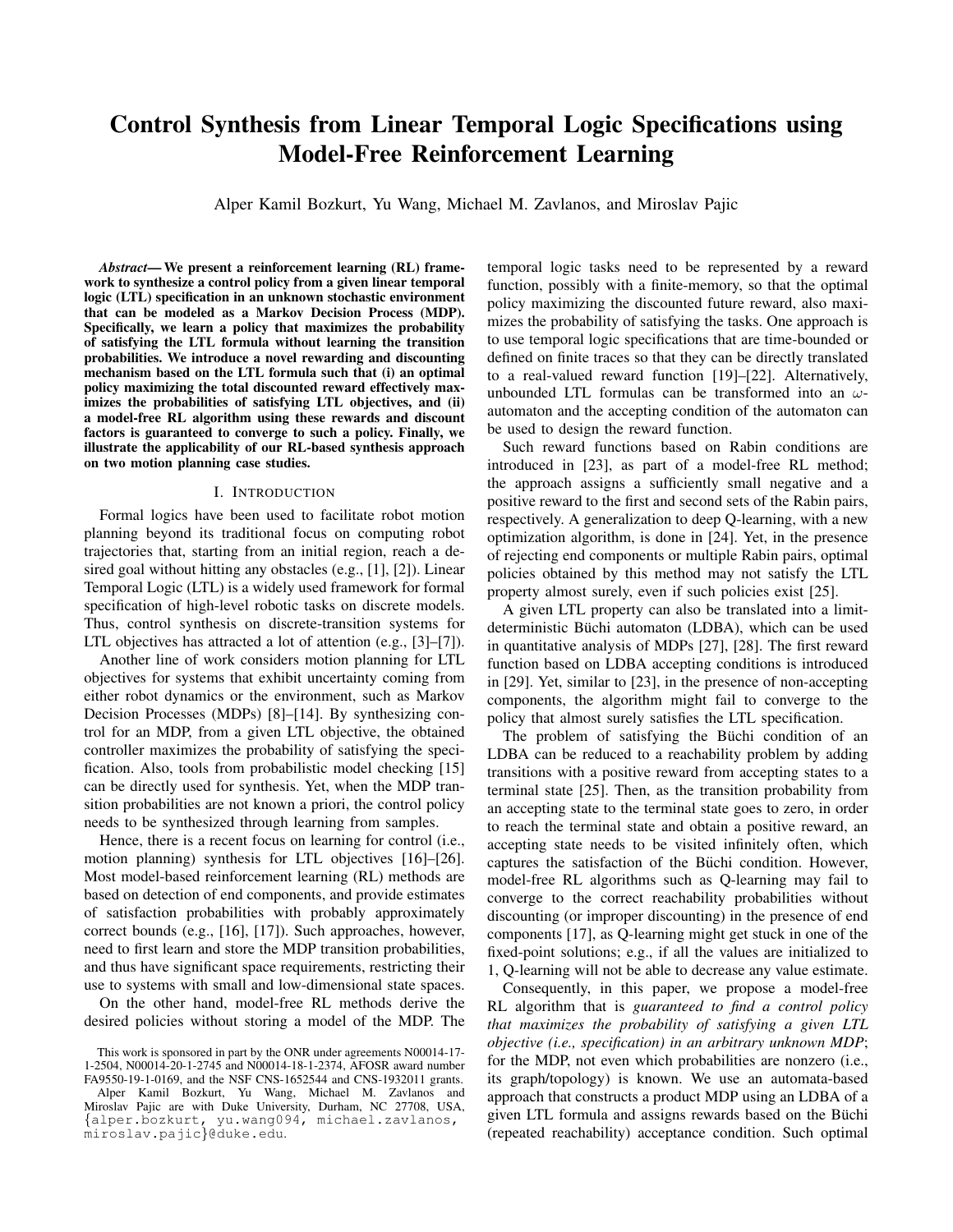# Control Synthesis from Linear Temporal Logic Specifications using Model-Free Reinforcement Learning

Alper Kamil Bozkurt, Yu Wang, Michael M. Zavlanos, and Miroslav Pajic

***Abstract*— We present a reinforcement learning (RL) framework to synthesize a control policy from a given linear temporal logic (LTL) specification in an unknown stochastic environment that can be modeled as a Markov Decision Process (MDP). Specifically, we learn a policy that maximizes the probability of satisfying the LTL formula without learning the transition probabilities. We introduce a novel rewarding and discounting mechanism based on the LTL formula such that (i) an optimal policy maximizing the total discounted reward effectively maximizes the probabilities of satisfying LTL objectives, and (ii) a model-free RL algorithm using these rewards and discount factors is guaranteed to converge to such a policy. Finally, we illustrate the applicability of our RL-based synthesis approach on two motion planning case studies.**

## I. Introduction

Formal logics have been used to facilitate robot motion planning beyond its traditional focus on computing robot trajectories that, starting from an initial region, reach a desired goal without hitting any obstacles (e.g., [1], [2]). Linear Temporal Logic (LTL) is a widely used framework for formal specification of high-level robotic tasks on discrete models. Thus, control synthesis on discrete-transition systems for LTL objectives has attracted a lot of attention (e.g., [3]–[7]).

Another line of work considers motion planning for LTL objectives for systems that exhibit uncertainty coming from either robot dynamics or the environment, such as Markov Decision Processes (MDPs) [8]–[14]. By synthesizing control for an MDP, from a given LTL objective, the obtained controller maximizes the probability of satisfying the specification. Also, tools from probabilistic model checking [15] can be directly used for synthesis. Yet, when the MDP transition probabilities are not known a priori, the control policy needs to be synthesized through learning from samples.

Hence, there is a recent focus on learning for control (i.e., motion planning) synthesis for LTL objectives [16]–[26]. Most model-based reinforcement learning (RL) methods are based on detection of end components, and provide estimates of satisfaction probabilities with probably approximately correct bounds (e.g., [16], [17]). Such approaches, however, need to first learn and store the MDP transition probabilities, and thus have significant space requirements, restricting their use to systems with small and low-dimensional state spaces.

On the other hand, model-free RL methods derive the desired policies without storing a model of the MDP. The temporal logic tasks need to be represented by a reward function, possibly with a finite-memory, so that the optimal policy maximizing the discounted future reward, also maximizes the probability of satisfying the tasks. One approach is to use temporal logic specifications that are time-bounded or defined on finite traces so that they can be directly translated to a real-valued reward function [19]–[22]. Alternatively, unbounded LTL formulas can be transformed into an $\omega$-automaton and the accepting condition of the automaton can be used to design the reward function.

Such reward functions based on Rabin conditions are introduced in [23], as part of a model-free RL method; the approach assigns a sufficiently small negative and a positive reward to the first and second sets of the Rabin pairs, respectively. A generalization to deep Q-learning, with a new optimization algorithm, is done in [24]. Yet, in the presence of rejecting end components or multiple Rabin pairs, optimal policies obtained by this method may not satisfy the LTL property almost surely, even if such policies exist [25].

A given LTL property can also be translated into a limit-deterministic Büchi automaton (LDBA), which can be used in quantitative analysis of MDPs [27], [28]. The first reward function based on LDBA accepting conditions is introduced in [29]. Yet, similar to [23], in the presence of non-accepting components, the algorithm might fail to converge to the policy that almost surely satisfies the LTL specification.

The problem of satisfying the Büchi condition of an LDBA can be reduced to a reachability problem by adding transitions with a positive reward from accepting states to a terminal state [25]. Then, as the transition probability from an accepting state to the terminal state goes to zero, in order to reach the terminal state and obtain a positive reward, an accepting state needs to be visited infinitely often, which captures the satisfaction of the Büchi condition. However, model-free RL algorithms such as Q-learning may fail to converge to the correct reachability probabilities without discounting (or improper discounting) in the presence of end components [17], as Q-learning might get stuck in one of the fixed-point solutions; e.g., if all the values are initialized to 1, Q-learning will not be able to decrease any value estimate.

Consequently, in this paper, we propose a model-free RL algorithm that is *guaranteed to find a control policy that maximizes the probability of satisfying a given LTL objective (i.e., specification) in an arbitrary unknown MDP*; for the MDP, not even which probabilities are nonzero (i.e., its graph/topology) is known. We use an automata-based approach that constructs a product MDP using an LDBA of a given LTL formula and assigns rewards based on the Büchi (repeated reachability) acceptance condition. Such optimal

This work is sponsored in part by the ONR under agreements N00014-17-1-2504, N00014-20-1-2745 and N00014-18-1-2374, AFOSR award number FA9550-19-1-0169, and the NSF CNS-1652544 and CNS-1932011 grants.

Alper Kamil Bozkurt, Yu Wang, Michael M. Zavlanos and Miroslav Pajic are with Duke University, Durham, NC 27708, USA, {alper.bozkurt, yu.wang094, michael.zavlanos, miroslav.pajic}@duke.edu.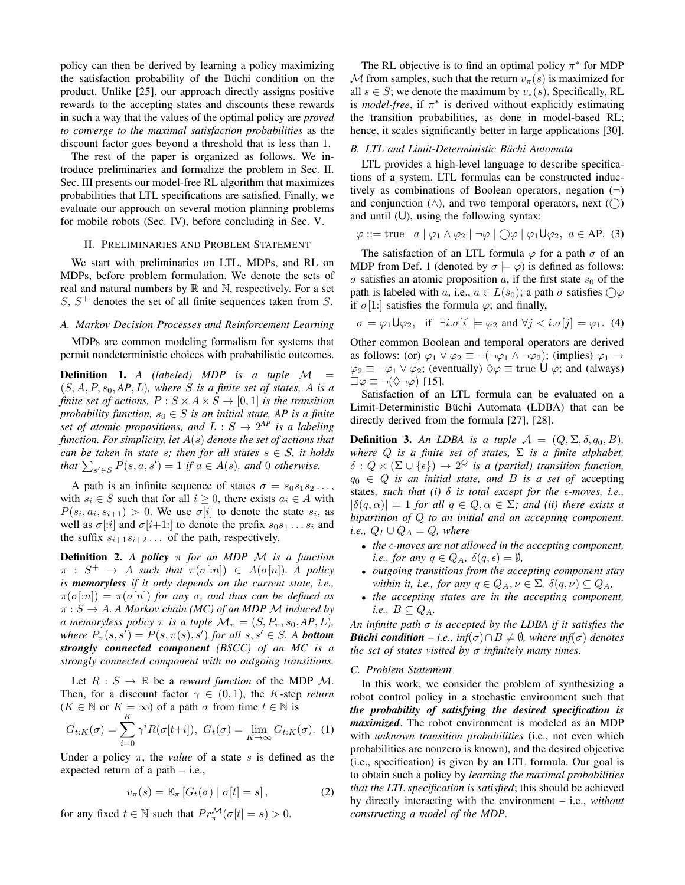policy can then be derived by learning a policy maximizing the satisfaction probability of the Büchi condition on the product. Unlike [25], our approach directly assigns positive rewards to the accepting states and discounts these rewards in such a way that the values of the optimal policy are *proved to converge to the maximal satisfaction probabilities* as the discount factor goes beyond a threshold that is less than 1.

The rest of the paper is organized as follows. We introduce preliminaries and formalize the problem in Sec. II. Sec. III presents our model-free RL algorithm that maximizes probabilities that LTL specifications are satisfied. Finally, we evaluate our approach on several motion planning problems for mobile robots (Sec. IV), before concluding in Sec. V.

## II. Preliminaries and Problem Statement

We start with preliminaries on LTL, MDPs, and RL on MDPs, before problem formulation. We denote the sets of real and natural numbers by $\mathbb{R}$ and $\mathbb{N}$, respectively. For a set $S$, $S^+$ denotes the set of all finite sequences taken from $S$.

### A. Markov Decision Processes and Reinforcement Learning

MDPs are common modeling formalism for systems that permit nondeterministic choices with probabilistic outcomes.

**Definition 1.** *A (labeled) MDP is a tuple $\mathcal{M} = (S, A, P, s_0, AP, L)$, where $S$ is a finite set of states, $A$ is a finite set of actions, $P : S \times A \times S \to [0, 1]$ is the transition probability function, $s_0 \in S$ is an initial state, $AP$ is a finite set of atomic propositions, and $L : S \to 2^{AP}$ is a labeling function. For simplicity, let $A(s)$ denote the set of actions that can be taken in state $s$; then for all states $s \in S$, it holds that $\sum_{s' \in S} P(s, a, s') = 1$ if $a \in A(s)$, and 0 otherwise.*

A path is an infinite sequence of states $\sigma = s_0 s_1 s_2 \ldots$, with $s_i \in S$ such that for all $i \geq 0$, there exists $a_i \in A$ with $P(s_i, a_i, s_{i+1}) > 0$. We use $\sigma[i]$ to denote the state $s_i$, as well as $\sigma[{:}i]$ and $\sigma[i{+}1{:}]$ to denote the prefix $s_0 s_1 \ldots s_i$ and the suffix $s_{i+1} s_{i+2} \ldots$ of the path, respectively.

**Definition 2.** *A **policy** $\pi$ for an MDP $\mathcal{M}$ is a function $\pi : S^+ \to A$ such that $\pi(\sigma[{:}n]) \in A(\sigma[n])$. A policy is **memoryless** if it only depends on the current state, i.e., $\pi(\sigma[{:}n]) = \pi(\sigma[n])$ for any $\sigma$, and thus can be defined as $\pi : S \to A$. A Markov chain (MC) of an MDP $\mathcal{M}$ induced by a memoryless policy $\pi$ is a tuple $\mathcal{M}_\pi = (S, P_\pi, s_0, AP, L)$, where $P_\pi(s, s') = P(s, \pi(s), s')$ for all $s, s' \in S$. A **bottom strongly connected component** (BSCC) of an MC is a strongly connected component with no outgoing transitions.*

Let $R : S \to \mathbb{R}$ be a *reward function* of the MDP $\mathcal{M}$. Then, for a discount factor $\gamma \in (0, 1)$, the $K$-step *return* ($K \in \mathbb{N}$ or $K = \infty$) of a path $\sigma$ from time $t \in \mathbb{N}$ is

$$G_{t:K}(\sigma) = \sum_{i=0}^{K} \gamma^i R(\sigma[t{+}i]), \;\; G_t(\sigma) = \lim_{K \to \infty} G_{t:K}(\sigma). \quad (1)$$

Under a policy $\pi$, the *value* of a state $s$ is defined as the expected return of a path – i.e.,

$$v_\pi(s) = \mathbb{E}_\pi \left[ G_t(\sigma) \mid \sigma[t] = s \right], \quad (2)$$

for any fixed $t \in \mathbb{N}$ such that $Pr_\pi^{\mathcal{M}}(\sigma[t] = s) > 0$.

The RL objective is to find an optimal policy $\pi^*$ for MDP $\mathcal{M}$ from samples, such that the return $v_\pi(s)$ is maximized for all $s \in S$; we denote the maximum by $v_*(s)$. Specifically, RL is *model-free*, if $\pi^*$ is derived without explicitly estimating the transition probabilities, as done in model-based RL; hence, it scales significantly better in large applications [30].

### B. LTL and Limit-Deterministic Büchi Automata

LTL provides a high-level language to describe specifications of a system. LTL formulas can be constructed inductively as combinations of Boolean operators, negation ($\neg$) and conjunction ($\wedge$), and two temporal operators, next ($\bigcirc$) and until ($\mathsf{U}$), using the following syntax:

$$\varphi ::= \text{true} \mid a \mid \varphi_1 \wedge \varphi_2 \mid \neg\varphi \mid \bigcirc\varphi \mid \varphi_1 \mathsf{U} \varphi_2, \;\; a \in \text{AP}. \quad (3)$$

The satisfaction of an LTL formula $\varphi$ for a path $\sigma$ of an MDP from Def. 1 (denoted by $\sigma \models \varphi$) is defined as follows: $\sigma$ satisfies an atomic proposition $a$, if the first state $s_0$ of the path is labeled with $a$, i.e., $a \in L(s_0)$; a path $\sigma$ satisfies $\bigcirc\varphi$ if $\sigma[1{:}]$ satisfies the formula $\varphi$; and finally,

$$\sigma \models \varphi_1 \mathsf{U} \varphi_2, \;\; \text{if} \;\; \exists i. \sigma[i] \models \varphi_2 \text{ and } \forall j < i. \sigma[j] \models \varphi_1. \quad (4)$$

Other common Boolean and temporal operators are derived as follows: (or) $\varphi_1 \vee \varphi_2 \equiv \neg(\neg\varphi_1 \wedge \neg\varphi_2)$; (implies) $\varphi_1 \to \varphi_2 \equiv \neg\varphi_1 \vee \varphi_2$; (eventually) $\lozenge\varphi \equiv \text{true} \;\mathsf{U}\; \varphi$; and (always) $\square\varphi \equiv \neg(\lozenge\neg\varphi)$ [15].

Satisfaction of an LTL formula can be evaluated on a Limit-Deterministic Büchi Automata (LDBA) that can be directly derived from the formula [27], [28].

**Definition 3.** *An LDBA is a tuple $\mathcal{A} = (Q, \Sigma, \delta, q_0, B)$, where $Q$ is a finite set of states, $\Sigma$ is a finite alphabet, $\delta : Q \times (\Sigma \cup \{\epsilon\}) \to 2^Q$ is a (partial) transition function, $q_0 \in Q$ is an initial state, and $B$ is a set of* accepting *states, such that (i) $\delta$ is total except for the $\epsilon$-moves, i.e., $|\delta(q, \alpha)| = 1$ for all $q \in Q, \alpha \in \Sigma$; and (ii) there exists a bipartition of $Q$ to an initial and an accepting component, i.e., $Q_I \cup Q_A = Q$, where*

- *the $\epsilon$-moves are not allowed in the accepting component, i.e., for any $q \in Q_A$, $\delta(q, \epsilon) = \emptyset$,*
- *outgoing transitions from the accepting component stay within it, i.e., for any $q \in Q_A, \nu \in \Sigma$, $\delta(q, \nu) \subseteq Q_A$,*
- *the accepting states are in the accepting component, i.e., $B \subseteq Q_A$.*

*An infinite path $\sigma$ is accepted by the LDBA if it satisfies the **Büchi condition** – i.e., $\mathit{inf}(\sigma) \cap B \neq \emptyset$, where $\mathit{inf}(\sigma)$ denotes the set of states visited by $\sigma$ infinitely many times.*

### C. Problem Statement

In this work, we consider the problem of synthesizing a robot control policy in a stochastic environment such that ***the probability of satisfying the desired specification is maximized***. The robot environment is modeled as an MDP with *unknown transition probabilities* (i.e., not even which probabilities are nonzero is known), and the desired objective (i.e., specification) is given by an LTL formula. Our goal is to obtain such a policy by *learning the maximal probabilities that the LTL specification is satisfied*; this should be achieved by directly interacting with the environment – i.e., *without constructing a model of the MDP*.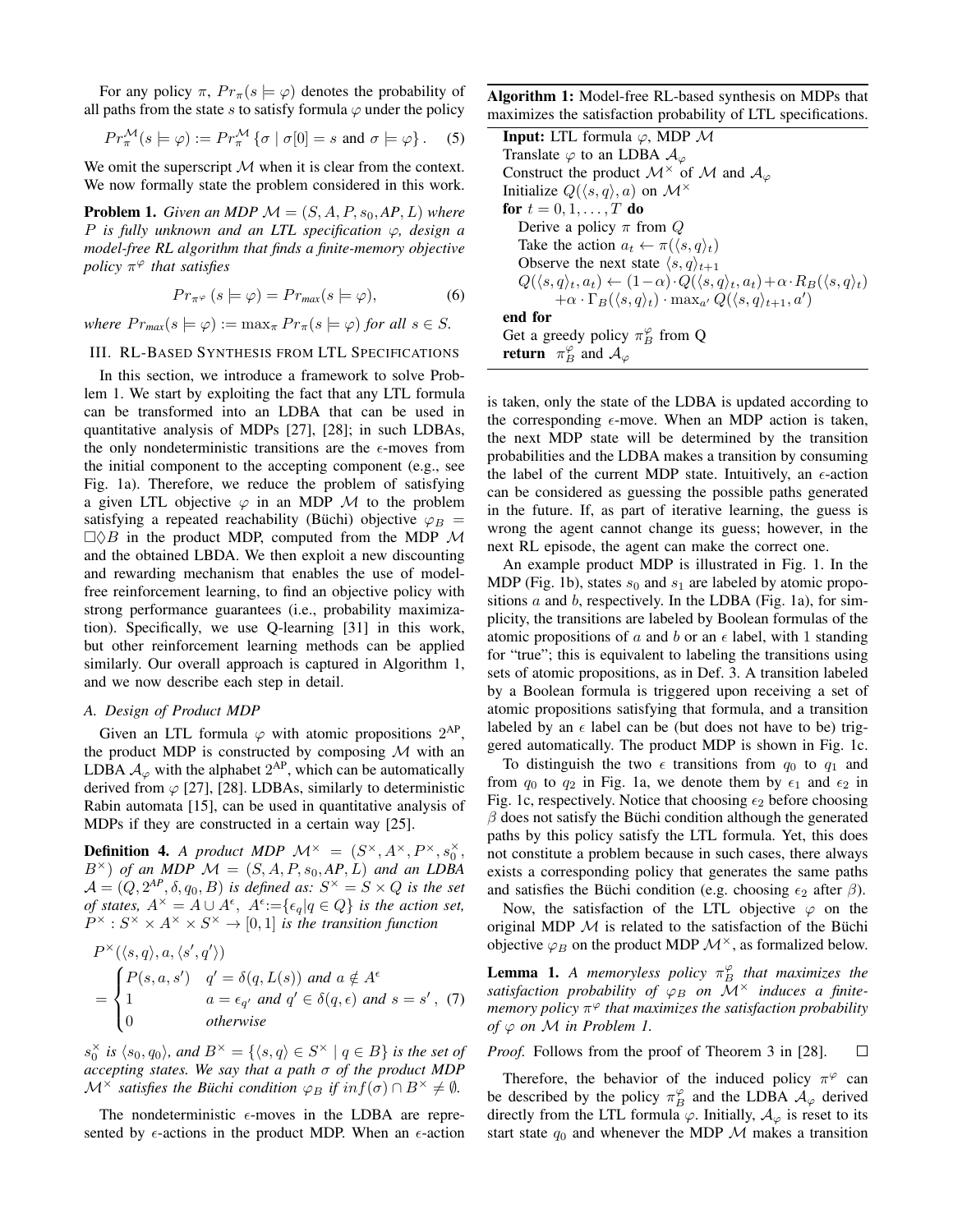For any policy $\pi$, $Pr_\pi(s \models \varphi)$ denotes the probability of all paths from the state $s$ to satisfy formula $\varphi$ under the policy

$$Pr_\pi^{\mathcal{M}}(s \models \varphi) := Pr_\pi^{\mathcal{M}} \left\{ \sigma \mid \sigma[0] = s \text{ and } \sigma \models \varphi \right\}. \quad (5)$$

We omit the superscript $\mathcal{M}$ when it is clear from the context. We now formally state the problem considered in this work.

**Problem 1.** *Given an MDP $\mathcal{M} = (S, A, P, s_0, AP, L)$ where $P$ is fully unknown and an LTL specification $\varphi$, design a model-free RL algorithm that finds a finite-memory objective policy $\pi^\varphi$ that satisfies*

$$Pr_{\pi^\varphi}(s \models \varphi) = Pr_{max}(s \models \varphi), \quad (6)$$

*where $Pr_{max}(s \models \varphi) := \max_\pi Pr_\pi(s \models \varphi)$ for all $s \in S$.*

## III. RL-Based Synthesis from LTL Specifications

In this section, we introduce a framework to solve Problem 1. We start by exploiting the fact that any LTL formula can be transformed into an LDBA that can be used in quantitative analysis of MDPs [27], [28]; in such LDBAs, the only nondeterministic transitions are the $\epsilon$-moves from the initial component to the accepting component (e.g., see Fig. 1a). Therefore, we reduce the problem of satisfying a given LTL objective $\varphi$ in an MDP $\mathcal{M}$ to the problem satisfying a repeated reachability (Büchi) objective $\varphi_B = \square\lozenge B$ in the product MDP, computed from the MDP $\mathcal{M}$ and the obtained LBDA. We then exploit a new discounting and rewarding mechanism that enables the use of model-free reinforcement learning, to find an objective policy with strong performance guarantees (i.e., probability maximization). Specifically, we use Q-learning [31] in this work, but other reinforcement learning methods can be applied similarly. Our overall approach is captured in Algorithm 1, and we now describe each step in detail.

### A. Design of Product MDP

Given an LTL formula $\varphi$ with atomic propositions $2^{AP}$, the product MDP is constructed by composing $\mathcal{M}$ with an LDBA $\mathcal{A}_\varphi$ with the alphabet $2^{AP}$, which can be automatically derived from $\varphi$ [27], [28]. LDBAs, similarly to deterministic Rabin automata [15], can be used in quantitative analysis of MDPs if they are constructed in a certain way [25].

**Definition 4.** *A product MDP $\mathcal{M}^\times = (S^\times, A^\times, P^\times, s_0^\times, B^\times)$ of an MDP $\mathcal{M} = (S, A, P, s_0, AP, L)$ and an LDBA $\mathcal{A} = (Q, 2^{AP}, \delta, q_0, B)$ is defined as: $S^\times = S \times Q$ is the set of states, $A^\times = A \cup A^\epsilon$, $A^\epsilon := \{\epsilon_q | q \in Q\}$ is the action set, $P^\times : S^\times \times A^\times \times S^\times \to [0, 1]$ is the transition function*

$$P^\times(\langle s, q\rangle, a, \langle s', q'\rangle) = \begin{cases} P(s, a, s') & q' = \delta(q, L(s)) \text{ and } a \notin A^\epsilon \\ 1 & a = \epsilon_{q'} \text{ and } q' \in \delta(q, \epsilon) \text{ and } s = s' \\ 0 & \text{otherwise} \end{cases}, \quad (7)$$

*$s_0^\times$ is $\langle s_0, q_0\rangle$, and $B^\times = \{\langle s, q\rangle \in S^\times \mid q \in B\}$ is the set of accepting states. We say that a path $\sigma$ of the product MDP $\mathcal{M}^\times$ satisfies the Büchi condition $\varphi_B$ if $inf(\sigma) \cap B^\times \neq \emptyset$.*

The nondeterministic $\epsilon$-moves in the LDBA are represented by $\epsilon$-actions in the product MDP. When an $\epsilon$-action is taken, only the state of the LDBA is updated according to the corresponding $\epsilon$-move. When an MDP action is taken, the next MDP state will be determined by the transition probabilities and the LDBA makes a transition by consuming the label of the current MDP state. Intuitively, an $\epsilon$-action can be considered as guessing the possible paths generated in the future. If, as part of iterative learning, the guess is wrong the agent cannot change its guess; however, in the next RL episode, the agent can make the correct one.

An example product MDP is illustrated in Fig. 1. In the MDP (Fig. 1b), states $s_0$ and $s_1$ are labeled by atomic propositions $a$ and $b$, respectively. In the LDBA (Fig. 1a), for simplicity, the transitions are labeled by Boolean formulas of the atomic propositions of $a$ and $b$ or an $\epsilon$ label, with 1 standing for "true"; this is equivalent to labeling the transitions using sets of atomic propositions, as in Def. 3. A transition labeled by a Boolean formula is triggered upon receiving a set of atomic propositions satisfying that formula, and a transition labeled by an $\epsilon$ label can be (but does not have to be) triggered automatically. The product MDP is shown in Fig. 1c.

To distinguish the two $\epsilon$ transitions from $q_0$ to $q_1$ and from $q_0$ to $q_2$ in Fig. 1a, we denote them by $\epsilon_1$ and $\epsilon_2$ in Fig. 1c, respectively. Notice that choosing $\epsilon_2$ before choosing $\beta$ does not satisfy the Büchi condition although the generated paths by this policy satisfy the LTL formula. Yet, this does not constitute a problem because in such cases, there always exists a corresponding policy that generates the same paths and satisfies the Büchi condition (e.g. choosing $\epsilon_2$ after $\beta$).

Now, the satisfaction of the LTL objective $\varphi$ on the original MDP $\mathcal{M}$ is related to the satisfaction of the Büchi objective $\varphi_B$ on the product MDP $\mathcal{M}^\times$, as formalized below.

**Lemma 1.** *A memoryless policy $\pi_B^\varphi$ that maximizes the satisfaction probability of $\varphi_B$ on $\mathcal{M}^\times$ induces a finite-memory policy $\pi^\varphi$ that maximizes the satisfaction probability of $\varphi$ on $\mathcal{M}$ in Problem 1.*

*Proof.* Follows from the proof of Theorem 3 in [28]. $\square$

Therefore, the behavior of the induced policy $\pi^\varphi$ can be described by the policy $\pi_B^\varphi$ and the LDBA $\mathcal{A}_\varphi$ derived directly from the LTL formula $\varphi$. Initially, $\mathcal{A}_\varphi$ is reset to its start state $q_0$ and whenever the MDP $\mathcal{M}$ makes a transition

---

**Algorithm 1:** Model-free RL-based synthesis on MDPs that maximizes the satisfaction probability of LTL specifications.

**Input:** LTL formula $\varphi$, MDP $\mathcal{M}$
Translate $\varphi$ to an LDBA $\mathcal{A}_\varphi$
Construct the product $\mathcal{M}^\times$ of $\mathcal{M}$ and $\mathcal{A}_\varphi$
Initialize $Q(\langle s, q\rangle, a)$ on $\mathcal{M}^\times$
**for** $t = 0, 1, \ldots, T$ **do**
  Derive a policy $\pi$ from $Q$
  Take the action $a_t \leftarrow \pi(\langle s, q\rangle_t)$
  Observe the next state $\langle s, q\rangle_{t+1}$
  $Q(\langle s, q\rangle_t, a_t) \leftarrow (1-\alpha)\cdot Q(\langle s, q\rangle_t, a_t) + \alpha \cdot R_B(\langle s, q\rangle_t) + \alpha \cdot \Gamma_B(\langle s, q\rangle_t) \cdot \max_{a'} Q(\langle s, q\rangle_{t+1}, a')$
**end for**
Get a greedy policy $\pi_B^\varphi$ from Q
**return** $\pi_B^\varphi$ and $\mathcal{A}_\varphi$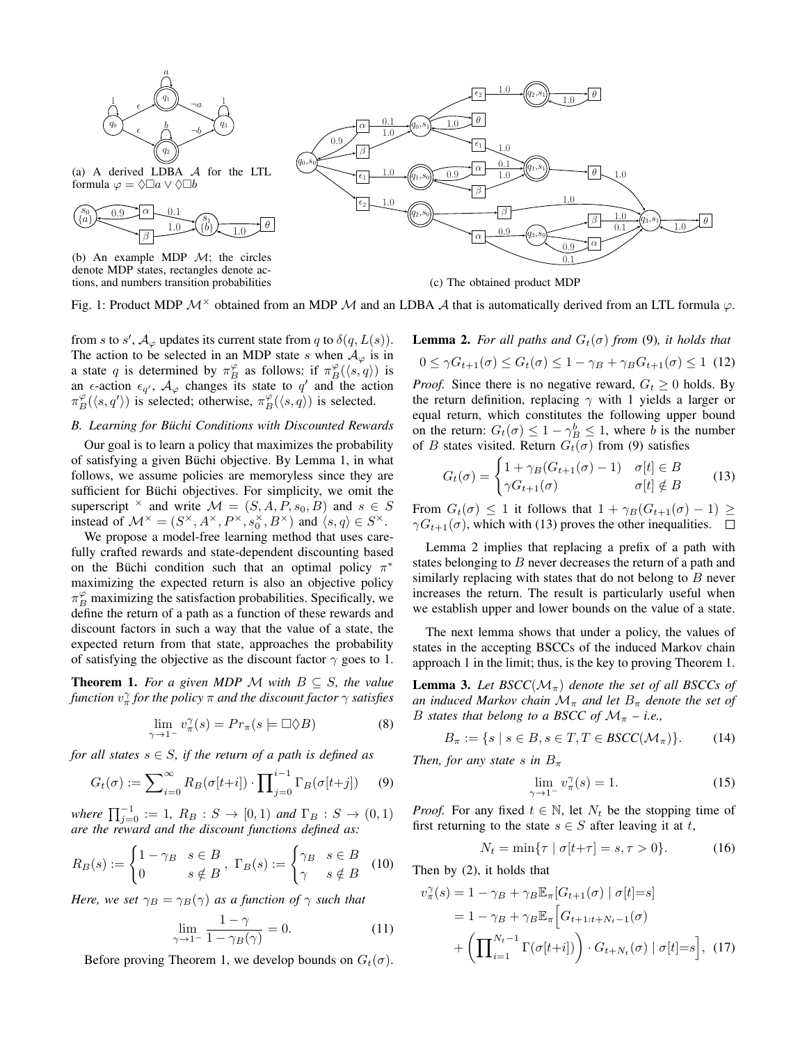(a) A derived LDBA $\mathcal{A}$ for the LTL formula $\varphi = \Diamond\Box a \vee \Diamond\Box b$

(b) An example MDP $\mathcal{M}$; the circles denote MDP states, rectangles denote actions, and numbers transition probabilities

(c) The obtained product MDP

Fig. 1: Product MDP $\mathcal{M}^\times$ obtained from an MDP $\mathcal{M}$ and an LDBA $\mathcal{A}$ that is automatically derived from an LTL formula $\varphi$.

from $s$ to $s'$, $\mathcal{A}_\varphi$ updates its current state from $q$ to $\delta(q, L(s))$. The action to be selected in an MDP state $s$ when $\mathcal{A}_\varphi$ is in a state $q$ is determined by $\pi_B^\varphi$ as follows: if $\pi_B^\varphi(\langle s, q\rangle)$ is an $\epsilon$-action $\epsilon_{q'}$, $\mathcal{A}_\varphi$ changes its state to $q'$ and the action $\pi_B^\varphi(\langle s, q'\rangle)$ is selected; otherwise, $\pi_B^\varphi(\langle s, q\rangle)$ is selected.

### B. Learning for Büchi Conditions with Discounted Rewards

Our goal is to learn a policy that maximizes the probability of satisfying a given Büchi objective. By Lemma 1, in what follows, we assume policies are memoryless since they are sufficient for Büchi objectives. For simplicity, we omit the superscript $^\times$ and write $\mathcal{M} = (S, A, P, s_0, B)$ and $s \in S$ instead of $\mathcal{M}^\times = (S^\times, A^\times, P^\times, s_0^\times, B^\times)$ and $\langle s, q\rangle \in S^\times$.

We propose a model-free learning method that uses carefully crafted rewards and state-dependent discounting based on the Büchi condition such that an optimal policy $\pi^*$ maximizing the expected return is also an objective policy $\pi_B^\varphi$ maximizing the satisfaction probabilities. Specifically, we define the return of a path as a function of these rewards and discount factors in such a way that the value of a state, the expected return from that state, approaches the probability of satisfying the objective as the discount factor $\gamma$ goes to 1.

**Theorem 1.** *For a given MDP $\mathcal{M}$ with $B \subseteq S$, the value function $v_\pi^\gamma$ for the policy $\pi$ and the discount factor $\gamma$ satisfies*

$$\lim_{\gamma\to 1^-} v_\pi^\gamma(s) = Pr_\pi(s \models \Box\Diamond B) \tag{8}$$

*for all states $s \in S$, if the return of a path is defined as*

$$G_t(\sigma) := \sum_{i=0}^{\infty} R_B(\sigma[t+i]) \cdot \prod_{j=0}^{i-1} \Gamma_B(\sigma[t+j]) \tag{9}$$

*where $\prod_{j=0}^{-1} := 1$, $R_B : S \to [0, 1)$ and $\Gamma_B : S \to (0, 1)$ are the reward and the discount functions defined as:*

$$R_B(s) := \begin{cases} 1-\gamma_B & s \in B \\ 0 & s \notin B \end{cases}, \; \Gamma_B(s) := \begin{cases} \gamma_B & s \in B \\ \gamma & s \notin B \end{cases} \tag{10}$$

*Here, we set $\gamma_B = \gamma_B(\gamma)$ as a function of $\gamma$ such that*

$$\lim_{\gamma\to 1^-} \frac{1-\gamma}{1-\gamma_B(\gamma)} = 0. \tag{11}$$

Before proving Theorem 1, we develop bounds on $G_t(\sigma)$.

**Lemma 2.** *For all paths and $G_t(\sigma)$ from* (9)*, it holds that*

$$0 \le \gamma G_{t+1}(\sigma) \le G_t(\sigma) \le 1 - \gamma_B + \gamma_B G_{t+1}(\sigma) \le 1 \tag{12}$$

*Proof.* Since there is no negative reward, $G_t \ge 0$ holds. By the return definition, replacing $\gamma$ with 1 yields a larger or equal return, which constitutes the following upper bound on the return: $G_t(\sigma) \le 1 - \gamma_B^b \le 1$, where $b$ is the number of $B$ states visited. Return $G_t(\sigma)$ from (9) satisfies

$$G_t(\sigma) = \begin{cases} 1 + \gamma_B(G_{t+1}(\sigma) - 1) & \sigma[t] \in B \\ \gamma G_{t+1}(\sigma) & \sigma[t] \notin B \end{cases} \tag{13}$$

From $G_t(\sigma) \le 1$ it follows that $1 + \gamma_B(G_{t+1}(\sigma) - 1) \ge \gamma G_{t+1}(\sigma)$, which with (13) proves the other inequalities. $\square$

Lemma 2 implies that replacing a prefix of a path with states belonging to $B$ never decreases the return of a path and similarly replacing with states that do not belong to $B$ never increases the return. The result is particularly useful when we establish upper and lower bounds on the value of a state.

The next lemma shows that under a policy, the values of states in the accepting BSCCs of the induced Markov chain approach 1 in the limit; thus, is the key to proving Theorem 1.

**Lemma 3.** *Let BSCC$(\mathcal{M}_\pi)$ denote the set of all BSCCs of an induced Markov chain $\mathcal{M}_\pi$ and let $B_\pi$ denote the set of $B$ states that belong to a BSCC of $\mathcal{M}_\pi$ – i.e.,*

$$B_\pi := \{ s \mid s \in B, s \in T, T \in \textit{BSCC}(\mathcal{M}_\pi)\}. \tag{14}$$

*Then, for any state $s$ in $B_\pi$*

$$\lim_{\gamma\to 1^-} v_\pi^\gamma(s) = 1. \tag{15}$$

*Proof.* For any fixed $t \in \mathbb{N}$, let $N_t$ be the stopping time of first returning to the state $s \in S$ after leaving it at $t$,

$$N_t = \min\{\tau \mid \sigma[t+\tau] = s, \tau > 0\}. \tag{16}$$

Then by (2), it holds that

$$\begin{aligned} v_\pi^\gamma(s) &= 1 - \gamma_B + \gamma_B \mathbb{E}_\pi[G_{t+1}(\sigma) \mid \sigma[t]{=}s] \\ &= 1 - \gamma_B + \gamma_B \mathbb{E}_\pi\Big[G_{t+1:t+N_t-1}(\sigma) \\ &\quad + \Big(\prod_{i=1}^{N_t-1} \Gamma(\sigma[t+i])\Big) \cdot G_{t+N_t}(\sigma) \mid \sigma[t]{=}s\Big], \end{aligned} \tag{17}$$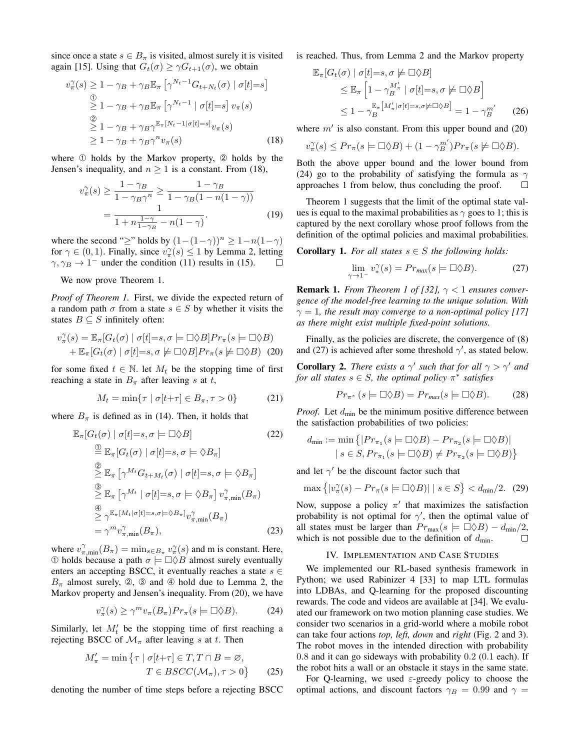since once a state $s \in B_\pi$ is visited, almost surely it is visited again [15]. Using that $G_t(\sigma) \geq \gamma G_{t+1}(\sigma)$, we obtain

$$
\begin{aligned}
v_\pi^\gamma(s) &\geq 1 - \gamma_B + \gamma_B \mathbb{E}_\pi\left[\gamma^{N_t - 1} G_{t+N_t}(\sigma) \mid \sigma[t]{=}s\right] \\
&\overset{①}{\geq} 1 - \gamma_B + \gamma_B \mathbb{E}_\pi\left[\gamma^{N_t - 1} \mid \sigma[t]{=}s\right] v_\pi(s) \\
&\overset{②}{\geq} 1 - \gamma_B + \gamma_B \gamma^{\mathbb{E}_\pi[N_t - 1 \mid \sigma[t]=s]} v_\pi(s) \\
&\geq 1 - \gamma_B + \gamma_B \gamma^n v_\pi(s)
\end{aligned} \tag{18}
$$

where ① holds by the Markov property, ② holds by the Jensen's inequality, and $n \geq 1$ is a constant. From (18),

$$
\begin{aligned}
v_\pi^\gamma(s) &\geq \frac{1 - \gamma_B}{1 - \gamma_B \gamma^n} \geq \frac{1 - \gamma_B}{1 - \gamma_B(1 - n(1-\gamma))} \\
&= \frac{1}{1 + n\frac{1-\gamma}{1-\gamma_B} - n(1-\gamma)}.
\end{aligned} \tag{19}
$$

where the second "$\geq$" holds by $(1-(1-\gamma))^n \geq 1 - n(1-\gamma)$ for $\gamma \in (0,1)$. Finally, since $v_\pi^\gamma(s) \leq 1$ by Lemma 2, letting $\gamma, \gamma_B \to 1^-$ under the condition (11) results in (15). □

We now prove Theorem 1.

*Proof of Theorem 1.* First, we divide the expected return of a random path $\sigma$ from a state $s \in S$ by whether it visits the states $B \subseteq S$ infinitely often:

$$
\begin{aligned}
v_\pi^\gamma(s) &= \mathbb{E}_\pi[G_t(\sigma) \mid \sigma[t]{=}s, \sigma \models \square\lozenge B] Pr_\pi(s \models \square\lozenge B) \\
&+ \mathbb{E}_\pi[G_t(\sigma) \mid \sigma[t]{=}s, \sigma \not\models \square\lozenge B] Pr_\pi(s \not\models \square\lozenge B)
\end{aligned} \tag{20}
$$

for some fixed $t \in \mathbb{N}$. let $M_t$ be the stopping time of first reaching a state in $B_\pi$ after leaving $s$ at $t$,

$$
M_t = \min\{\tau \mid \sigma[t+\tau] \in B_\pi, \tau > 0\} \tag{21}
$$

where $B_\pi$ is defined as in (14). Then, it holds that

$$
\begin{aligned}
&\mathbb{E}_\pi[G_t(\sigma) \mid \sigma[t]{=}s, \sigma \models \square\lozenge B] \qquad (22) \\
&\overset{①}{=} \mathbb{E}_\pi[G_t(\sigma) \mid \sigma[t]{=}s, \sigma \models \lozenge B_\pi] \\
&\overset{②}{\geq} \mathbb{E}_\pi\left[\gamma^{M_t} G_{t+M_t}(\sigma) \mid \sigma[t]{=}s, \sigma \models \lozenge B_\pi\right] \\
&\overset{③}{\geq} \mathbb{E}_\pi\left[\gamma^{M_t} \mid \sigma[t]{=}s, \sigma \models \lozenge B_\pi\right] v_{\pi,\min}^\gamma(B_\pi) \\
&\overset{④}{\geq} \gamma^{\mathbb{E}_\pi[M_t \mid \sigma[t]=s, \sigma\models\lozenge B_\pi]} v_{\pi,\min}^\gamma(B_\pi) \\
&= \gamma^m v_{\pi,\min}^\gamma(B_\pi),
\end{aligned} \tag{23}
$$

where $v_{\pi,\min}^\gamma(B_\pi) = \min_{s \in B_\pi} v_\pi^\gamma(s)$ and m is constant. Here, ① holds because a path $\sigma \models \square\lozenge B$ almost surely eventually enters an accepting BSCC, it eventually reaches a state $s \in B_\pi$ almost surely, ②, ③ and ④ hold due to Lemma 2, the Markov property and Jensen's inequality. From (20), we have

$$
v_\pi^\gamma(s) \geq \gamma^m v_\pi(B_\pi) Pr_\pi(s \models \square\lozenge B). \tag{24}
$$

Similarly, let $M_t'$ be the stopping time of first reaching a rejecting BSCC of $\mathcal{M}_\pi$ after leaving $s$ at $t$. Then

$$
\begin{aligned}
M_\pi' = \min\{&\tau \mid \sigma[t+\tau] \in T, T \cap B = \varnothing, \\
&T \in BSCC(\mathcal{M}_\pi), \tau > 0\}
\end{aligned} \tag{25}
$$

denoting the number of time steps before a rejecting BSCC is reached. Thus, from Lemma 2 and the Markov property

$$
\begin{aligned}
&\mathbb{E}_\pi[G_t(\sigma) \mid \sigma[t]{=}s, \sigma \not\models \square\lozenge B] \\
&\leq \mathbb{E}_\pi\left[1 - \gamma_B^{M_\pi'} \mid \sigma[t]{=}s, \sigma \not\models \square\lozenge B\right] \\
&\leq 1 - \gamma_B^{\mathbb{E}_\pi[M_\pi' \mid \sigma[t]=s, \sigma\not\models\square\lozenge B]} = 1 - \gamma_B^{m'}
\end{aligned} \tag{26}
$$

where $m'$ is also constant. From this upper bound and (20)

$$
v_\pi^\gamma(s) \leq Pr_\pi(s \models \square\lozenge B) + (1 - \gamma_B^{m'}) Pr_\pi(s \not\models \square\lozenge B).
$$

Both the above upper bound and the lower bound from (24) go to the probability of satisfying the formula as $\gamma$ approaches 1 from below, thus concluding the proof. □

Theorem 1 suggests that the limit of the optimal state values is equal to the maximal probabilities as $\gamma$ goes to 1; this is captured by the next corollary whose proof follows from the definition of the optimal policies and maximal probabilities.

**Corollary 1.** *For all states $s \in S$ the following holds:*

$$
\lim_{\gamma \to 1^-} v_*^\gamma(s) = Pr_{max}(s \models \square\lozenge B). \tag{27}
$$

**Remark 1.** *From Theorem 1 of [32], $\gamma < 1$ ensures convergence of the model-free learning to the unique solution. With $\gamma = 1$, the result may converge to a non-optimal policy [17] as there might exist multiple fixed-point solutions.*

Finally, as the policies are discrete, the convergence of (8) and (27) is achieved after some threshold $\gamma'$, as stated below.

**Corollary 2.** *There exists a $\gamma'$ such that for all $\gamma > \gamma'$ and for all states $s \in S$, the optimal policy $\pi^*$ satisfies*

$$
Pr_{\pi^*}(s \models \square\lozenge B) = Pr_{max}(s \models \square\lozenge B). \tag{28}
$$

*Proof.* Let $d_{\min}$ be the minimum positive difference between the satisfaction probabilities of two policies:

$$
\begin{aligned}
d_{\min} := \min\big\{&|Pr_{\pi_1}(s \models \square\lozenge B) - Pr_{\pi_2}(s \models \square\lozenge B)| \\
&\mid s \in S, Pr_{\pi_1}(s \models \square\lozenge B) \neq Pr_{\pi_2}(s \models \square\lozenge B)\big\}
\end{aligned}
$$

and let $\gamma'$ be the discount factor such that

$$
\max\left\{|v_\pi^\gamma(s) - Pr_\pi(s \models \square\lozenge B)| \mid s \in S\right\} < d_{\min}/2. \tag{29}
$$

Now, suppose a policy $\pi'$ that maximizes the satisfaction probability is not optimal for $\gamma'$, then the optimal value of all states must be larger than $Pr_{\max}(s \models \square\lozenge B) - d_{\min}/2$, which is not possible due to the definition of $d_{\min}$. □

## IV. Implementation and Case Studies

We implemented our RL-based synthesis framework in Python; we used Rabinizer 4 [33] to map LTL formulas into LDBAs, and Q-learning for the proposed discounting rewards. The code and videos are available at [34]. We evaluated our framework on two motion planning case studies. We consider two scenarios in a grid-world where a mobile robot can take four actions *top, left, down* and *right* (Fig. 2 and 3). The robot moves in the intended direction with probability 0.8 and it can go sideways with probability 0.2 (0.1 each). If the robot hits a wall or an obstacle it stays in the same state.

For Q-learning, we used $\varepsilon$-greedy policy to choose the optimal actions, and discount factors $\gamma_B = 0.99$ and $\gamma =$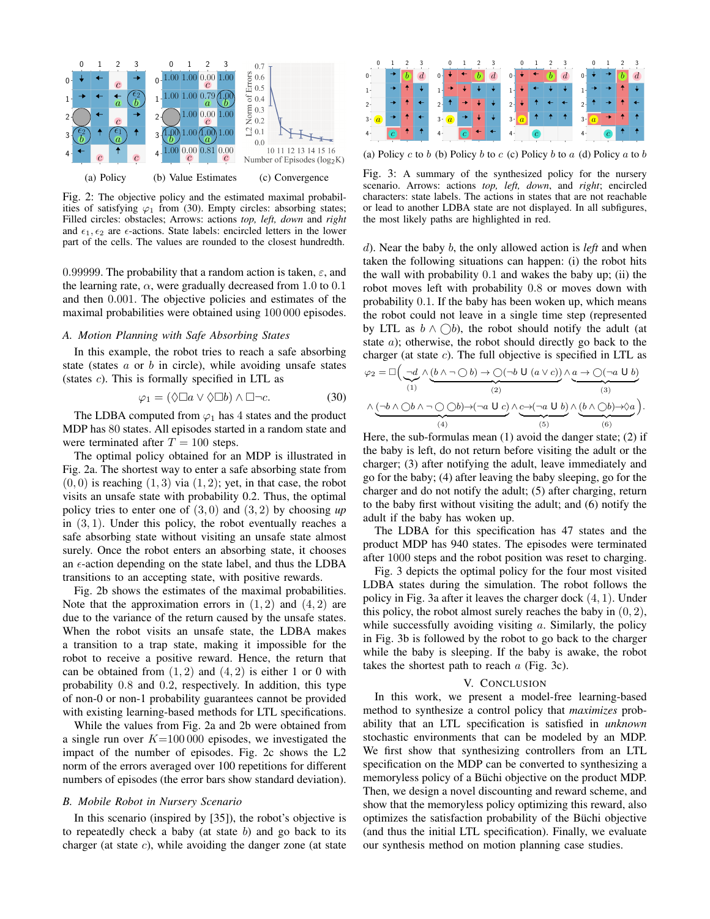(a) Policy (b) Value Estimates (c) Convergence

Fig. 2: The objective policy and the estimated maximal probabilities of satisfying $\varphi_1$ from (30). Empty circles: absorbing states; Filled circles: obstacles; Arrows: actions *top, left, down* and *right* and $\epsilon_1, \epsilon_2$ are $\epsilon$-actions. State labels: encircled letters in the lower part of the cells. The values are rounded to the closest hundredth.

0.99999. The probability that a random action is taken, $\varepsilon$, and the learning rate, $\alpha$, were gradually decreased from 1.0 to 0.1 and then 0.001. The objective policies and estimates of the maximal probabilities were obtained using 100 000 episodes.

### A. Motion Planning with Safe Absorbing States

In this example, the robot tries to reach a safe absorbing state (states $a$ or $b$ in circle), while avoiding unsafe states (states $c$). This is formally specified in LTL as

$$\varphi_1 = (\Diamond\Box a \vee \Diamond\Box b) \wedge \Box\neg c. \tag{30}$$

The LDBA computed from $\varphi_1$ has 4 states and the product MDP has 80 states. All episodes started in a random state and were terminated after $T = 100$ steps.

The optimal policy obtained for an MDP is illustrated in Fig. 2a. The shortest way to enter a safe absorbing state from $(0, 0)$ is reaching $(1, 3)$ via $(1, 2)$; yet, in that case, the robot visits an unsafe state with probability 0.2. Thus, the optimal policy tries to enter one of $(3, 0)$ and $(3, 2)$ by choosing *up* in $(3, 1)$. Under this policy, the robot eventually reaches a safe absorbing state without visiting an unsafe state almost surely. Once the robot enters an absorbing state, it chooses an $\epsilon$-action depending on the state label, and thus the LDBA transitions to an accepting state, with positive rewards.

Fig. 2b shows the estimates of the maximal probabilities. Note that the approximation errors in $(1, 2)$ and $(4, 2)$ are due to the variance of the return caused by the unsafe states. When the robot visits an unsafe state, the LDBA makes a transition to a trap state, making it impossible for the robot to receive a positive reward. Hence, the return that can be obtained from $(1, 2)$ and $(4, 2)$ is either 1 or 0 with probability 0.8 and 0.2, respectively. In addition, this type of non-0 or non-1 probability guarantees cannot be provided with existing learning-based methods for LTL specifications.

While the values from Fig. 2a and 2b were obtained from a single run over $K$=100 000 episodes, we investigated the impact of the number of episodes. Fig. 2c shows the L2 norm of the errors averaged over 100 repetitions for different numbers of episodes (the error bars show standard deviation).

### B. Mobile Robot in Nursery Scenario

In this scenario (inspired by [35]), the robot's objective is to repeatedly check a baby (at state $b$) and go back to its charger (at state $c$), while avoiding the danger zone (at state $d$). Near the baby $b$, the only allowed action is *left* and when taken the following situations can happen: (i) the robot hits the wall with probability 0.1 and wakes the baby up; (ii) the robot moves left with probability 0.8 or moves down with probability 0.1. If the baby has been woken up, which means the robot could not leave in a single time step (represented by LTL as $b \wedge \bigcirc b$), the robot should notify the adult (at state $a$); otherwise, the robot should directly go back to the charger (at state $c$). The full objective is specified in LTL as

$$\varphi_2 = \Box\Big(\underbrace{\neg d}_{(1)} \wedge \underbrace{(b \wedge \neg\bigcirc b) \rightarrow \bigcirc(\neg b \;\mathsf{U}\; (a \vee c))}_{(2)} \wedge \underbrace{a \rightarrow \bigcirc(\neg a \;\mathsf{U}\; b)}_{(3)}$$
$$\wedge \underbrace{(\neg b \wedge \bigcirc b \wedge \neg\bigcirc\bigcirc b) \rightarrow (\neg a \;\mathsf{U}\; c)}_{(4)} \wedge \underbrace{c \rightarrow (\neg a \;\mathsf{U}\; b)}_{(5)} \wedge \underbrace{(b \wedge \bigcirc b) \rightarrow \Diamond a}_{(6)}\Big).$$

Here, the sub-formulas mean (1) avoid the danger state; (2) if the baby is left, do not return before visiting the adult or the charger; (3) after notifying the adult, leave immediately and go for the baby; (4) after leaving the baby sleeping, go for the charger and do not notify the adult; (5) after charging, return to the baby first without visiting the adult; and (6) notify the adult if the baby has woken up.

The LDBA for this specification has 47 states and the product MDP has 940 states. The episodes were terminated after 1000 steps and the robot position was reset to charging.

Fig. 3 depicts the optimal policy for the four most visited LDBA states during the simulation. The robot follows the policy in Fig. 3a after it leaves the charger dock $(4, 1)$. Under this policy, the robot almost surely reaches the baby in $(0, 2)$, while successfully avoiding visiting $a$. Similarly, the policy in Fig. 3b is followed by the robot to go back to the charger while the baby is sleeping. If the baby is awake, the robot takes the shortest path to reach $a$ (Fig. 3c).

(a) Policy $c$ to $b$ (b) Policy $b$ to $c$ (c) Policy $b$ to $a$ (d) Policy $a$ to $b$

Fig. 3: A summary of the synthesized policy for the nursery scenario. Arrows: actions *top, left, down*, and *right*; encircled characters: state labels. The actions in states that are not reachable or lead to another LDBA state are not displayed. In all subfigures, the most likely paths are highlighted in red.

## V. Conclusion

In this work, we present a model-free learning-based method to synthesize a control policy that *maximizes* probability that an LTL specification is satisfied in *unknown* stochastic environments that can be modeled by an MDP. We first show that synthesizing controllers from an LTL specification on the MDP can be converted to synthesizing a memoryless policy of a Büchi objective on the product MDP. Then, we design a novel discounting and reward scheme, and show that the memoryless policy optimizing this reward, also optimizes the satisfaction probability of the Büchi objective (and thus the initial LTL specification). Finally, we evaluate our synthesis method on motion planning case studies.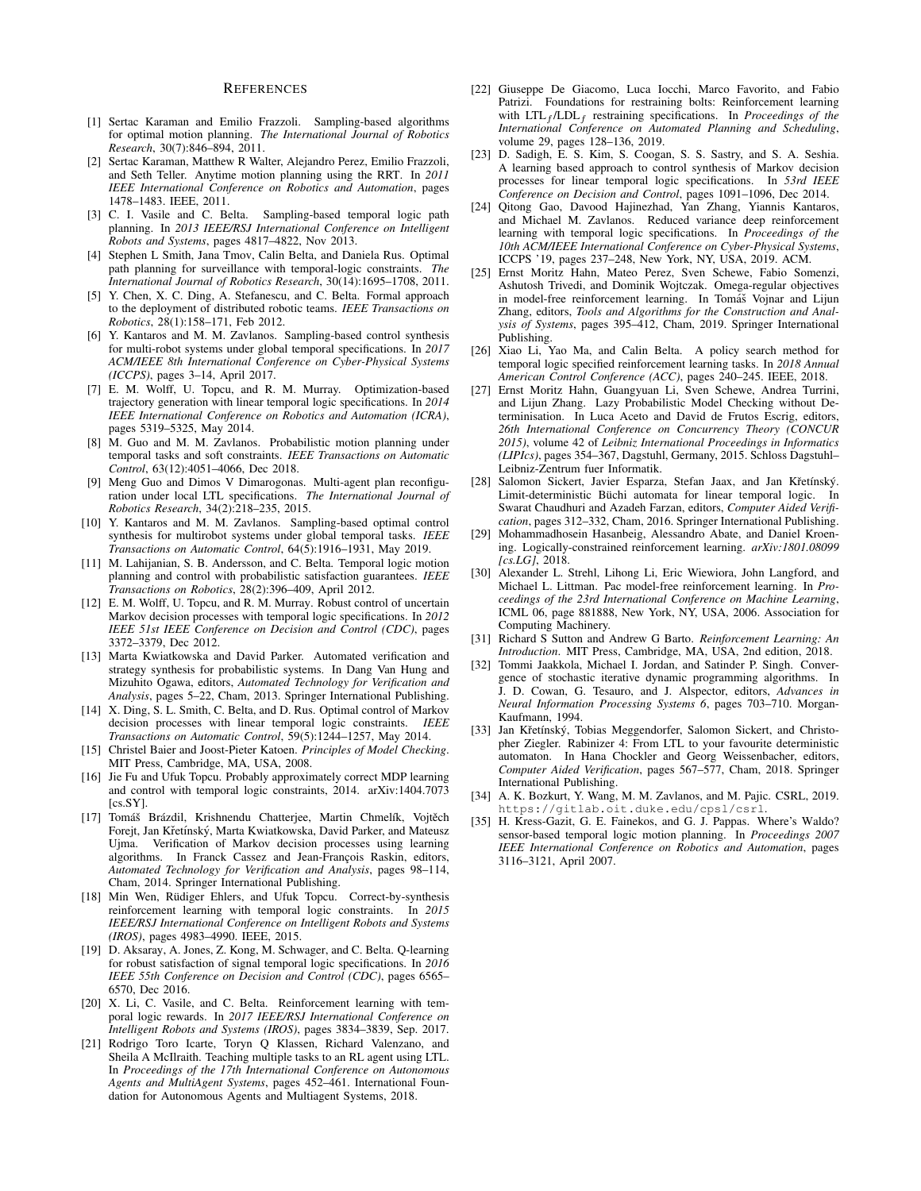# References

[1] Sertac Karaman and Emilio Frazzoli. Sampling-based algorithms for optimal motion planning. *The International Journal of Robotics Research*, 30(7):846–894, 2011.

[2] Sertac Karaman, Matthew R Walter, Alejandro Perez, Emilio Frazzoli, and Seth Teller. Anytime motion planning using the RRT. In *2011 IEEE International Conference on Robotics and Automation*, pages 1478–1483. IEEE, 2011.

[3] C. I. Vasile and C. Belta. Sampling-based temporal logic path planning. In *2013 IEEE/RSJ International Conference on Intelligent Robots and Systems*, pages 4817–4822, Nov 2013.

[4] Stephen L Smith, Jana Tmov, Calin Belta, and Daniela Rus. Optimal path planning for surveillance with temporal-logic constraints. *The International Journal of Robotics Research*, 30(14):1695–1708, 2011.

[5] Y. Chen, X. C. Ding, A. Stefanescu, and C. Belta. Formal approach to the deployment of distributed robotic teams. *IEEE Transactions on Robotics*, 28(1):158–171, Feb 2012.

[6] Y. Kantaros and M. M. Zavlanos. Sampling-based control synthesis for multi-robot systems under global temporal specifications. In *2017 ACM/IEEE 8th International Conference on Cyber-Physical Systems (ICCPS)*, pages 3–14, April 2017.

[7] E. M. Wolff, U. Topcu, and R. M. Murray. Optimization-based trajectory generation with linear temporal logic specifications. In *2014 IEEE International Conference on Robotics and Automation (ICRA)*, pages 5319–5325, May 2014.

[8] M. Guo and M. M. Zavlanos. Probabilistic motion planning under temporal tasks and soft constraints. *IEEE Transactions on Automatic Control*, 63(12):4051–4066, Dec 2018.

[9] Meng Guo and Dimos V Dimarogonas. Multi-agent plan reconfiguration under local LTL specifications. *The International Journal of Robotics Research*, 34(2):218–235, 2015.

[10] Y. Kantaros and M. M. Zavlanos. Sampling-based optimal control synthesis for multirobot systems under global temporal tasks. *IEEE Transactions on Automatic Control*, 64(5):1916–1931, May 2019.

[11] M. Lahijanian, S. B. Andersson, and C. Belta. Temporal logic motion planning and control with probabilistic satisfaction guarantees. *IEEE Transactions on Robotics*, 28(2):396–409, April 2012.

[12] E. M. Wolff, U. Topcu, and R. M. Murray. Robust control of uncertain Markov decision processes with temporal logic specifications. In *2012 IEEE 51st IEEE Conference on Decision and Control (CDC)*, pages 3372–3379, Dec 2012.

[13] Marta Kwiatkowska and David Parker. Automated verification and strategy synthesis for probabilistic systems. In Dang Van Hung and Mizuhito Ogawa, editors, *Automated Technology for Verification and Analysis*, pages 5–22, Cham, 2013. Springer International Publishing.

[14] X. Ding, S. L. Smith, C. Belta, and D. Rus. Optimal control of Markov decision processes with linear temporal logic constraints. *IEEE Transactions on Automatic Control*, 59(5):1244–1257, May 2014.

[15] Christel Baier and Joost-Pieter Katoen. *Principles of Model Checking*. MIT Press, Cambridge, MA, USA, 2008.

[16] Jie Fu and Ufuk Topcu. Probably approximately correct MDP learning and control with temporal logic constraints, 2014. arXiv:1404.7073 [cs.SY].

[17] Tomáš Brázdil, Krishnendu Chatterjee, Martin Chmelík, Vojtěch Forejt, Jan Křetínský, Marta Kwiatkowska, David Parker, and Mateusz Ujma. Verification of Markov decision processes using learning algorithms. In Franck Cassez and Jean-François Raskin, editors, *Automated Technology for Verification and Analysis*, pages 98–114, Cham, 2014. Springer International Publishing.

[18] Min Wen, Rüdiger Ehlers, and Ufuk Topcu. Correct-by-synthesis reinforcement learning with temporal logic constraints. In *2015 IEEE/RSJ International Conference on Intelligent Robots and Systems (IROS)*, pages 4983–4990. IEEE, 2015.

[19] D. Aksaray, A. Jones, Z. Kong, M. Schwager, and C. Belta. Q-learning for robust satisfaction of signal temporal logic specifications. In *2016 IEEE 55th Conference on Decision and Control (CDC)*, pages 6565–6570, Dec 2016.

[20] X. Li, C. Vasile, and C. Belta. Reinforcement learning with temporal logic rewards. In *2017 IEEE/RSJ International Conference on Intelligent Robots and Systems (IROS)*, pages 3834–3839, Sep. 2017.

[21] Rodrigo Toro Icarte, Toryn Q Klassen, Richard Valenzano, and Sheila A McIlraith. Teaching multiple tasks to an RL agent using LTL. In *Proceedings of the 17th International Conference on Autonomous Agents and MultiAgent Systems*, pages 452–461. International Foundation for Autonomous Agents and Multiagent Systems, 2018.

[22] Giuseppe De Giacomo, Luca Iocchi, Marco Favorito, and Fabio Patrizi. Foundations for restraining bolts: Reinforcement learning with $\mathrm{LTL}_f/\mathrm{LDL}_f$ restraining specifications. In *Proceedings of the International Conference on Automated Planning and Scheduling*, volume 29, pages 128–136, 2019.

[23] D. Sadigh, E. S. Kim, S. Coogan, S. S. Sastry, and S. A. Seshia. A learning based approach to control synthesis of Markov decision processes for linear temporal logic specifications. In *53rd IEEE Conference on Decision and Control*, pages 1091–1096, Dec 2014.

[24] Qitong Gao, Davood Hajinezhad, Yan Zhang, Yiannis Kantaros, and Michael M. Zavlanos. Reduced variance deep reinforcement learning with temporal logic specifications. In *Proceedings of the 10th ACM/IEEE International Conference on Cyber-Physical Systems*, ICCPS '19, pages 237–248, New York, NY, USA, 2019. ACM.

[25] Ernst Moritz Hahn, Mateo Perez, Sven Schewe, Fabio Somenzi, Ashutosh Trivedi, and Dominik Wojtczak. Omega-regular objectives in model-free reinforcement learning. In Tomáš Vojnar and Lijun Zhang, editors, *Tools and Algorithms for the Construction and Analysis of Systems*, pages 395–412, Cham, 2019. Springer International Publishing.

[26] Xiao Li, Yao Ma, and Calin Belta. A policy search method for temporal logic specified reinforcement learning tasks. In *2018 Annual American Control Conference (ACC)*, pages 240–245. IEEE, 2018.

[27] Ernst Moritz Hahn, Guangyuan Li, Sven Schewe, Andrea Turrini, and Lijun Zhang. Lazy Probabilistic Model Checking without Determinisation. In Luca Aceto and David de Frutos Escrig, editors, *26th International Conference on Concurrency Theory (CONCUR 2015)*, volume 42 of *Leibniz International Proceedings in Informatics (LIPIcs)*, pages 354–367, Dagstuhl, Germany, 2015. Schloss Dagstuhl–Leibniz-Zentrum fuer Informatik.

[28] Salomon Sickert, Javier Esparza, Stefan Jaax, and Jan Křetínský. Limit-deterministic Büchi automata for linear temporal logic. In Swarat Chaudhuri and Azadeh Farzan, editors, *Computer Aided Verification*, pages 312–332, Cham, 2016. Springer International Publishing.

[29] Mohammadhosein Hasanbeig, Alessandro Abate, and Daniel Kroening. Logically-constrained reinforcement learning. *arXiv:1801.08099 [cs.LG]*, 2018.

[30] Alexander L. Strehl, Lihong Li, Eric Wiewiora, John Langford, and Michael L. Littman. Pac model-free reinforcement learning. In *Proceedings of the 23rd International Conference on Machine Learning*, ICML 06, page 881888, New York, NY, USA, 2006. Association for Computing Machinery.

[31] Richard S Sutton and Andrew G Barto. *Reinforcement Learning: An Introduction*. MIT Press, Cambridge, MA, USA, 2nd edition, 2018.

[32] Tommi Jaakkola, Michael I. Jordan, and Satinder P. Singh. Convergence of stochastic iterative dynamic programming algorithms. In J. D. Cowan, G. Tesauro, and J. Alspector, editors, *Advances in Neural Information Processing Systems 6*, pages 703–710. Morgan-Kaufmann, 1994.

[33] Jan Křetínský, Tobias Meggendorfer, Salomon Sickert, and Christopher Ziegler. Rabinizer 4: From LTL to your favourite deterministic automaton. In Hana Chockler and Georg Weissenbacher, editors, *Computer Aided Verification*, pages 567–577, Cham, 2018. Springer International Publishing.

[34] A. K. Bozkurt, Y. Wang, M. M. Zavlanos, and M. Pajic. CSRL, 2019. `https://gitlab.oit.duke.edu/cpsl/csrl`.

[35] H. Kress-Gazit, G. E. Fainekos, and G. J. Pappas. Where's Waldo? sensor-based temporal logic motion planning. In *Proceedings 2007 IEEE International Conference on Robotics and Automation*, pages 3116–3121, April 2007.